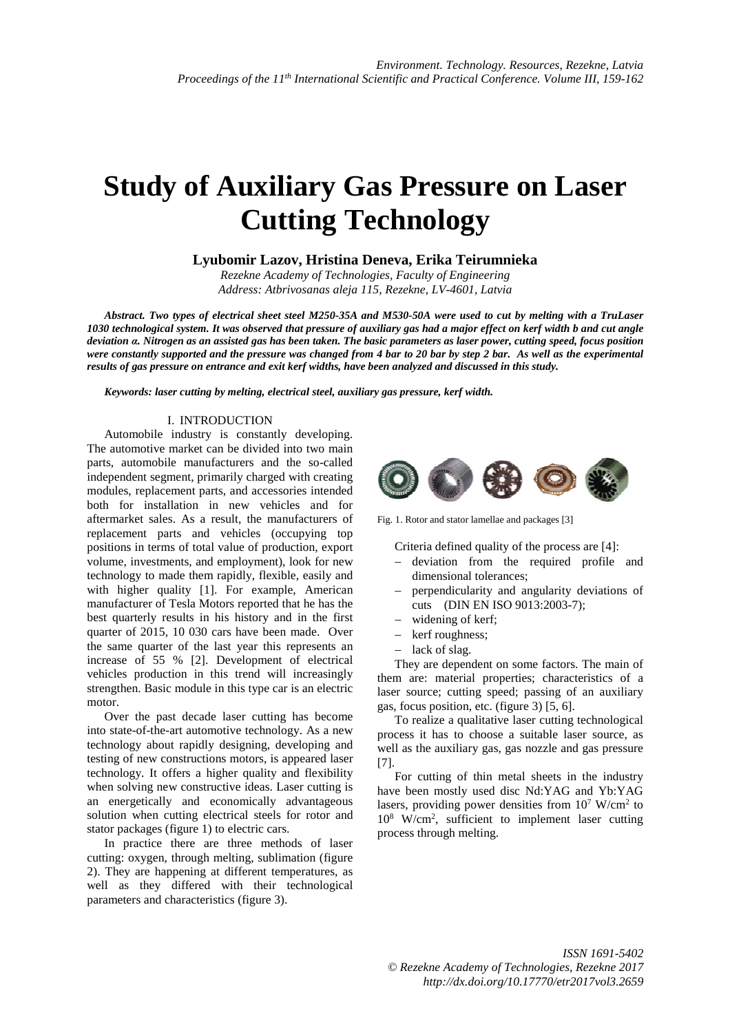# Study of Auxiliary Gas Pressure on Laser Cutting Technology

**Lyubomir Lazov, Hristina Deneva, Erika Teirumnieka**

*Rezekne Academy of Technologies, Faculty of Engineering*
*Address: Atbrivosanas aleja 115, Rezekne, LV-4601, Latvia*

***Abstract.** Two types of electrical sheet steel M250-35A and M530-50A were used to cut by melting with a TruLaser 1030 technological system. It was observed that pressure of auxiliary gas had a major effect on kerf width b and cut angle deviation α. Nitrogen as an assisted gas has been taken. The basic parameters as laser power, cutting speed, focus position were constantly supported and the pressure was changed from 4 bar to 20 bar by step 2 bar. As well as the experimental results of gas pressure on entrance and exit kerf widths, have been analyzed and discussed in this study.*

***Keywords:** laser cutting by melting, electrical steel, auxiliary gas pressure, kerf width.*

## I. INTRODUCTION

Automobile industry is constantly developing. The automotive market can be divided into two main parts, automobile manufacturers and the so-called independent segment, primarily charged with creating modules, replacement parts, and accessories intended both for installation in new vehicles and for aftermarket sales. As a result, the manufacturers of replacement parts and vehicles (occupying top positions in terms of total value of production, export volume, investments, and employment), look for new technology to made them rapidly, flexible, easily and with higher quality [1]. For example, American manufacturer of Tesla Motors reported that he has the best quarterly results in his history and in the first quarter of 2015, 10 030 cars have been made. Over the same quarter of the last year this represents an increase of 55 % [2]. Development of electrical vehicles production in this trend will increasingly strengthen. Basic module in this type car is an electric motor.

Over the past decade laser cutting has become into state-of-the-art automotive technology. As a new technology about rapidly designing, developing and testing of new constructions motors, is appeared laser technology. It offers a higher quality and flexibility when solving new constructive ideas. Laser cutting is an energetically and economically advantageous solution when cutting electrical steels for rotor and stator packages (figure 1) to electric cars.

In practice there are three methods of laser cutting: oxygen, through melting, sublimation (figure 2). They are happening at different temperatures, as well as they differed with their technological parameters and characteristics (figure 3).

Fig. 1. Rotor and stator lamellae and packages [3]

Criteria defined quality of the process are [4]:

- deviation from the required profile and dimensional tolerances;
- perpendicularity and angularity deviations of cuts (DIN EN ISO 9013:2003-7);
- widening of kerf;
- kerf roughness;
- lack of slag.

They are dependent on some factors. The main of them are: material properties; characteristics of a laser source; cutting speed; passing of an auxiliary gas, focus position, etc. (figure 3) [5, 6].

To realize a qualitative laser cutting technological process it has to choose a suitable laser source, as well as the auxiliary gas, gas nozzle and gas pressure [7].

For cutting of thin metal sheets in the industry have been mostly used disc Nd:YAG and Yb:YAG lasers, providing power densities from $10^7$ W/cm$^2$ to $10^8$ W/cm$^2$, sufficient to implement laser cutting process through melting.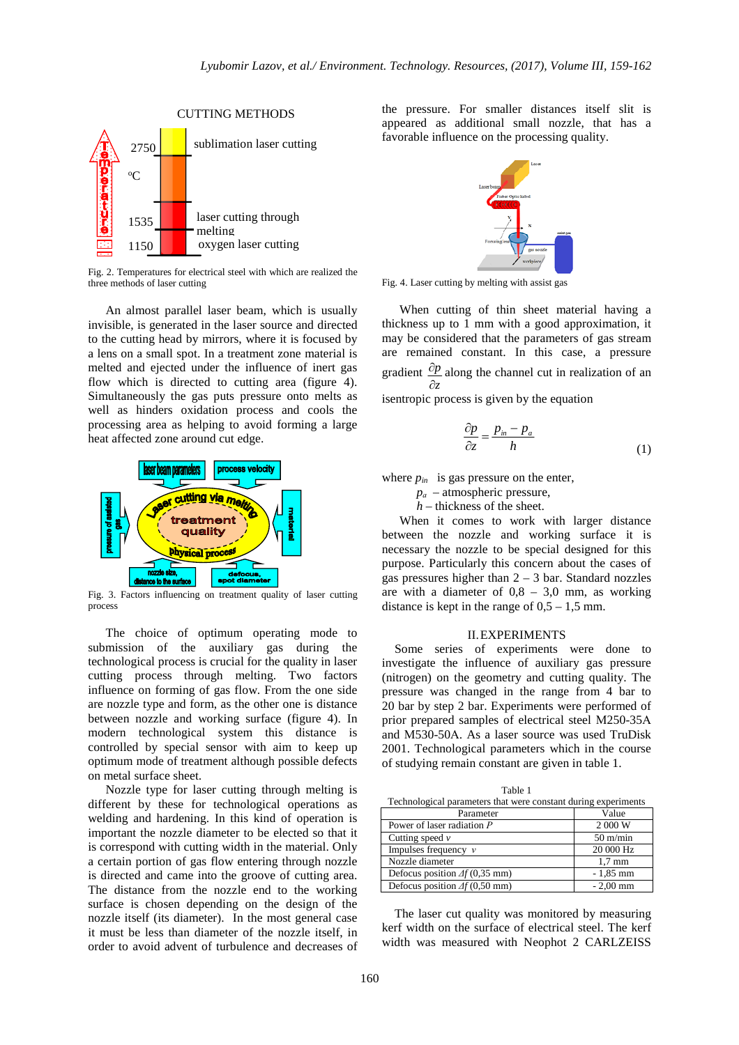CUTTING METHODS

Fig. 2. Temperatures for electrical steel with which are realized the three methods of laser cutting

An almost parallel laser beam, which is usually invisible, is generated in the laser source and directed to the cutting head by mirrors, where it is focused by a lens on a small spot. In a treatment zone material is melted and ejected under the influence of inert gas flow which is directed to cutting area (figure 4). Simultaneously the gas puts pressure onto melts as well as hinders oxidation process and cools the processing area as helping to avoid forming a large heat affected zone around cut edge.

Fig. 3. Factors influencing on treatment quality of laser cutting process

The choice of optimum operating mode to submission of the auxiliary gas during the technological process is crucial for the quality in laser cutting process through melting. Two factors influence on forming of gas flow. From the one side are nozzle type and form, as the other one is distance between nozzle and working surface (figure 4). In modern technological system this distance is controlled by special sensor with aim to keep up optimum mode of treatment although possible defects on metal surface sheet.

Nozzle type for laser cutting through melting is different by these for technological operations as welding and hardening. In this kind of operation is important the nozzle diameter to be elected so that it is correspond with cutting width in the material. Only a certain portion of gas flow entering through nozzle is directed and came into the groove of cutting area. The distance from the nozzle end to the working surface is chosen depending on the design of the nozzle itself (its diameter). In the most general case it must be less than diameter of the nozzle itself, in order to avoid advent of turbulence and decreases of the pressure. For smaller distances itself slit is appeared as additional small nozzle, that has a favorable influence on the processing quality.

Fig. 4. Laser cutting by melting with assist gas

When cutting of thin sheet material having a thickness up to 1 mm with a good approximation, it may be considered that the parameters of gas stream are remained constant. In this case, a pressure gradient $\frac{\partial p}{\partial z}$ along the channel cut in realization of an isentropic process is given by the equation

$$\frac{\partial p}{\partial z} = \frac{p_{in} - p_a}{h} \tag{1}$$

where $p_{in}$ is gas pressure on the enter,
$p_a$ – atmospheric pressure,
$h$ – thickness of the sheet.

When it comes to work with larger distance between the nozzle and working surface it is necessary the nozzle to be special designed for this purpose. Particularly this concern about the cases of gas pressures higher than 2 – 3 bar. Standard nozzles are with a diameter of 0,8 – 3,0 mm, as working distance is kept in the range of 0,5 – 1,5 mm.

## II. EXPERIMENTS

Some series of experiments were done to investigate the influence of auxiliary gas pressure (nitrogen) on the geometry and cutting quality. The pressure was changed in the range from 4 bar to 20 bar by step 2 bar. Experiments were performed of prior prepared samples of electrical steel M250-35A and M530-50A. As a laser source was used TruDisk 2001. Technological parameters which in the course of studying remain constant are given in table 1.

Table 1
Technological parameters that were constant during experiments

| Parameter | Value |
|---|---|
| Power of laser radiation $P$ | 2 000 W |
| Cutting speed $v$ | 50 m/min |
| Impulses frequency $v$ | 20 000 Hz |
| Nozzle diameter | 1,7 mm |
| Defocus position $\Delta f$ (0,35 mm) | - 1,85 mm |
| Defocus position $\Delta f$ (0,50 mm) | - 2,00 mm |

The laser cut quality was monitored by measuring kerf width on the surface of electrical steel. The kerf width was measured with Neophot 2 CARLZEISS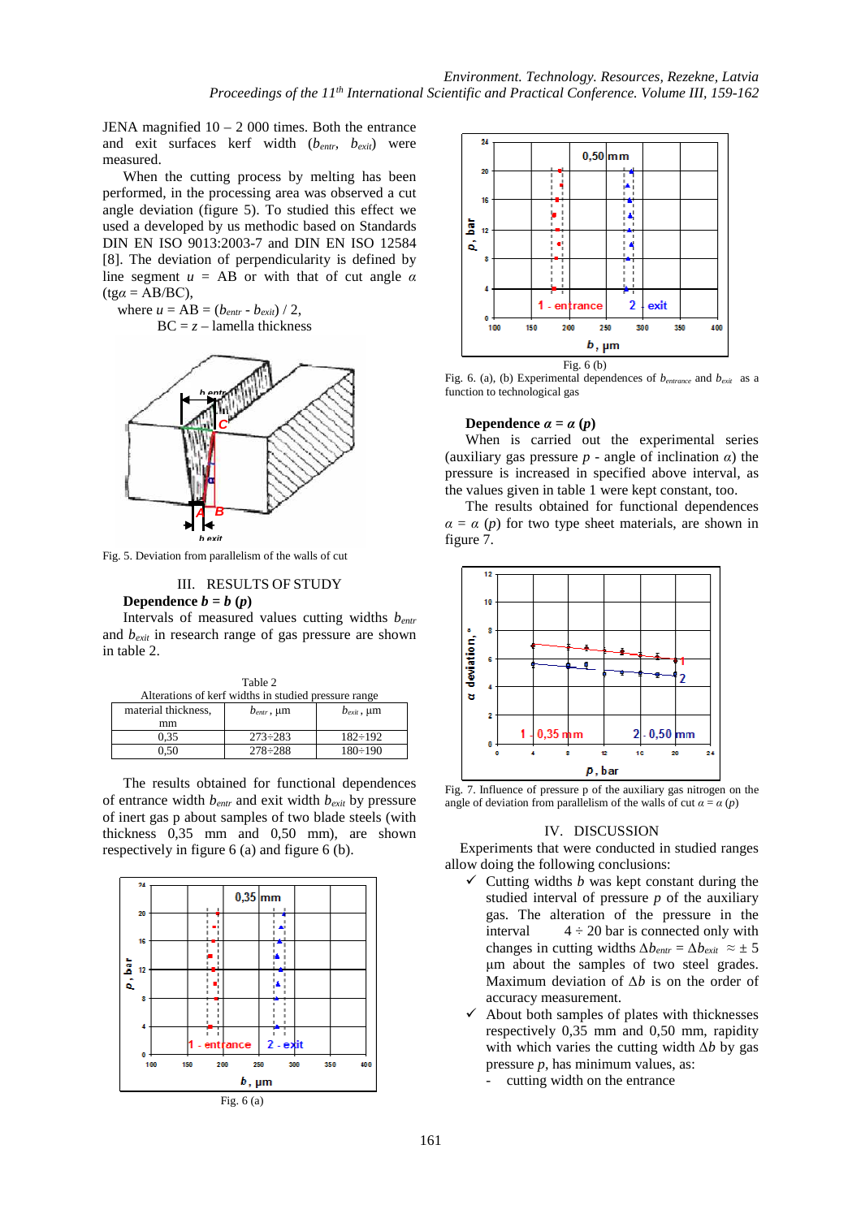JENA magnified 10 – 2 000 times. Both the entrance and exit surfaces kerf width ($b_{entr}$, $b_{exit}$) were measured.

When the cutting process by melting has been performed, in the processing area was observed a cut angle deviation (figure 5). To studied this effect we used a developed by us methodic based on Standards DIN EN ISO 9013:2003-7 and DIN EN ISO 12584 [8]. The deviation of perpendicularity is defined by line segment $u$ = AB or with that of cut angle $\alpha$ (tg$\alpha$ = AB/BC),

where $u$ = AB = ($b_{entr}$ - $b_{exit}$) / 2,

BC = $z$ – lamella thickness

Fig. 5. Deviation from parallelism of the walls of cut

## III. RESULTS OF STUDY

**Dependence $b = b$ ($p$)**

Intervals of measured values cutting widths $b_{entr}$ and $b_{exit}$ in research range of gas pressure are shown in table 2.

Table 2
Alterations of kerf widths in studied pressure range

| material thickness, mm | $b_{entr}$, µm | $b_{exit}$, µm |
|---|---|---|
| 0,35 | 273÷283 | 182÷192 |
| 0,50 | 278÷288 | 180÷190 |

The results obtained for functional dependences of entrance width $b_{entr}$ and exit width $b_{exit}$ by pressure of inert gas p about samples of two blade steels (with thickness 0,35 mm and 0,50 mm), are shown respectively in figure 6 (a) and figure 6 (b).

Fig. 6 (a)

Fig. 6 (b)

Fig. 6. (a), (b) Experimental dependences of $b_{entrance}$ and $b_{exit}$ as a function to technological gas

**Dependence $\alpha = \alpha$ ($p$)**

When is carried out the experimental series (auxiliary gas pressure $p$ - angle of inclination $\alpha$) the pressure is increased in specified above interval, as the values given in table 1 were kept constant, too.

The results obtained for functional dependences $\alpha = \alpha$ ($p$) for two type sheet materials, are shown in figure 7.

Fig. 7. Influence of pressure p of the auxiliary gas nitrogen on the angle of deviation from parallelism of the walls of cut $\alpha = \alpha$ ($p$)

## IV. DISCUSSION

Experiments that were conducted in studied ranges allow doing the following conclusions:

- ✓ Cutting widths $b$ was kept constant during the studied interval of pressure $p$ of the auxiliary gas. The alteration of the pressure in the interval 4 ÷ 20 bar is connected only with changes in cutting widths $\Delta b_{entr} = \Delta b_{exit} \approx \pm 5$ µm about the samples of two steel grades. Maximum deviation of $\Delta b$ is on the order of accuracy measurement.
- ✓ About both samples of plates with thicknesses respectively 0,35 mm and 0,50 mm, rapidity with which varies the cutting width $\Delta b$ by gas pressure $p$, has minimum values, as:
  - cutting width on the entrance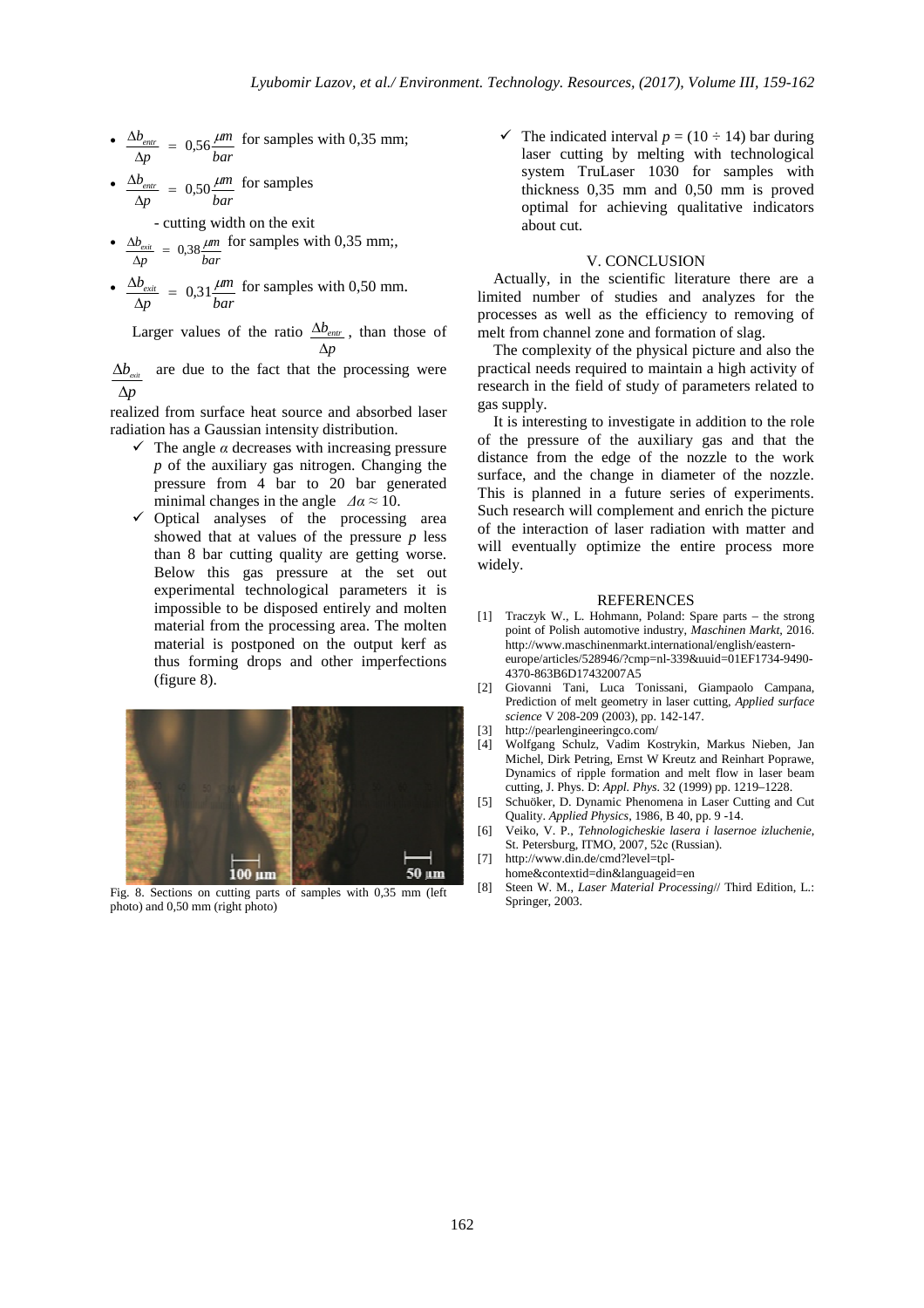- $\frac{\Delta b_{entr}}{\Delta p} = 0{,}56\frac{\mu m}{bar}$ for samples with 0,35 mm;
- $\frac{\Delta b_{entr}}{\Delta p} = 0{,}50\frac{\mu m}{bar}$ for samples

  - cutting width on the exit
- $\frac{\Delta b_{exit}}{\Delta p} = 0{,}38\frac{\mu m}{bar}$ for samples with 0,35 mm;,
- $\frac{\Delta b_{exit}}{\Delta p} = 0{,}31\frac{\mu m}{bar}$ for samples with 0,50 mm.

Larger values of the ratio $\frac{\Delta b_{entr}}{\Delta p}$, than those of $\frac{\Delta b_{exit}}{\Delta p}$ are due to the fact that the processing were realized from surface heat source and absorbed laser radiation has a Gaussian intensity distribution.

- ✓ The angle *α* decreases with increasing pressure *p* of the auxiliary gas nitrogen. Changing the pressure from 4 bar to 20 bar generated minimal changes in the angle $\Delta\alpha \approx 10$.
- ✓ Optical analyses of the processing area showed that at values of the pressure *p* less than 8 bar cutting quality are getting worse. Below this gas pressure at the set out experimental technological parameters it is impossible to be disposed entirely and molten material from the processing area. The molten material is postponed on the output kerf as thus forming drops and other imperfections (figure 8).

100 µm
50 µm

Fig. 8. Sections on cutting parts of samples with 0,35 mm (left photo) and 0,50 mm (right photo)

- ✓ The indicated interval $p = (10 \div 14)$ bar during laser cutting by melting with technological system TruLaser 1030 for samples with thickness 0,35 mm and 0,50 mm is proved optimal for achieving qualitative indicators about cut.

## V. CONCLUSION

Actually, in the scientific literature there are a limited number of studies and analyzes for the processes as well as the efficiency to removing of melt from channel zone and formation of slag.

The complexity of the physical picture and also the practical needs required to maintain a high activity of research in the field of study of parameters related to gas supply.

It is interesting to investigate in addition to the role of the pressure of the auxiliary gas and that the distance from the edge of the nozzle to the work surface, and the change in diameter of the nozzle. This is planned in a future series of experiments. Such research will complement and enrich the picture of the interaction of laser radiation with matter and will eventually optimize the entire process more widely.

## REFERENCES

[1] Traczyk W., L. Hohmann, Poland: Spare parts – the strong point of Polish automotive industry, *Maschinen Markt*, 2016. http://www.maschinenmarkt.international/english/eastern-europe/articles/528946/?cmp=nl-339&uuid=01EF1734-9490-4370-863B6D17432007A5

[2] Giovanni Tani, Luca Tonissani, Giampaolo Campana, Prediction of melt geometry in laser cutting, *Applied surface science* V 208-209 (2003), pp. 142-147.

[3] http://pearlengineeringco.com/

[4] Wolfgang Schulz, Vadim Kostrykin, Markus Nieben, Jan Michel, Dirk Petring, Ernst W Kreutz and Reinhart Poprawe, Dynamics of ripple formation and melt flow in laser beam cutting, J. Phys. D: *Appl. Phys.* 32 (1999) pp. 1219–1228.

[5] Schuöker, D. Dynamic Phenomena in Laser Cutting and Cut Quality. *Applied Physics*, 1986, B 40, pp. 9 -14.

[6] Veiko, V. P., *Tehnologicheskie lasera i lasernoe izluchenie*, St. Petersburg, ITMO, 2007, 52c (Russian).

[7] http://www.din.de/cmd?level=tpl-home&contextid=din&languageid=en

[8] Steen W. M., *Laser Material Processing*// Third Edition, L.: Springer, 2003.